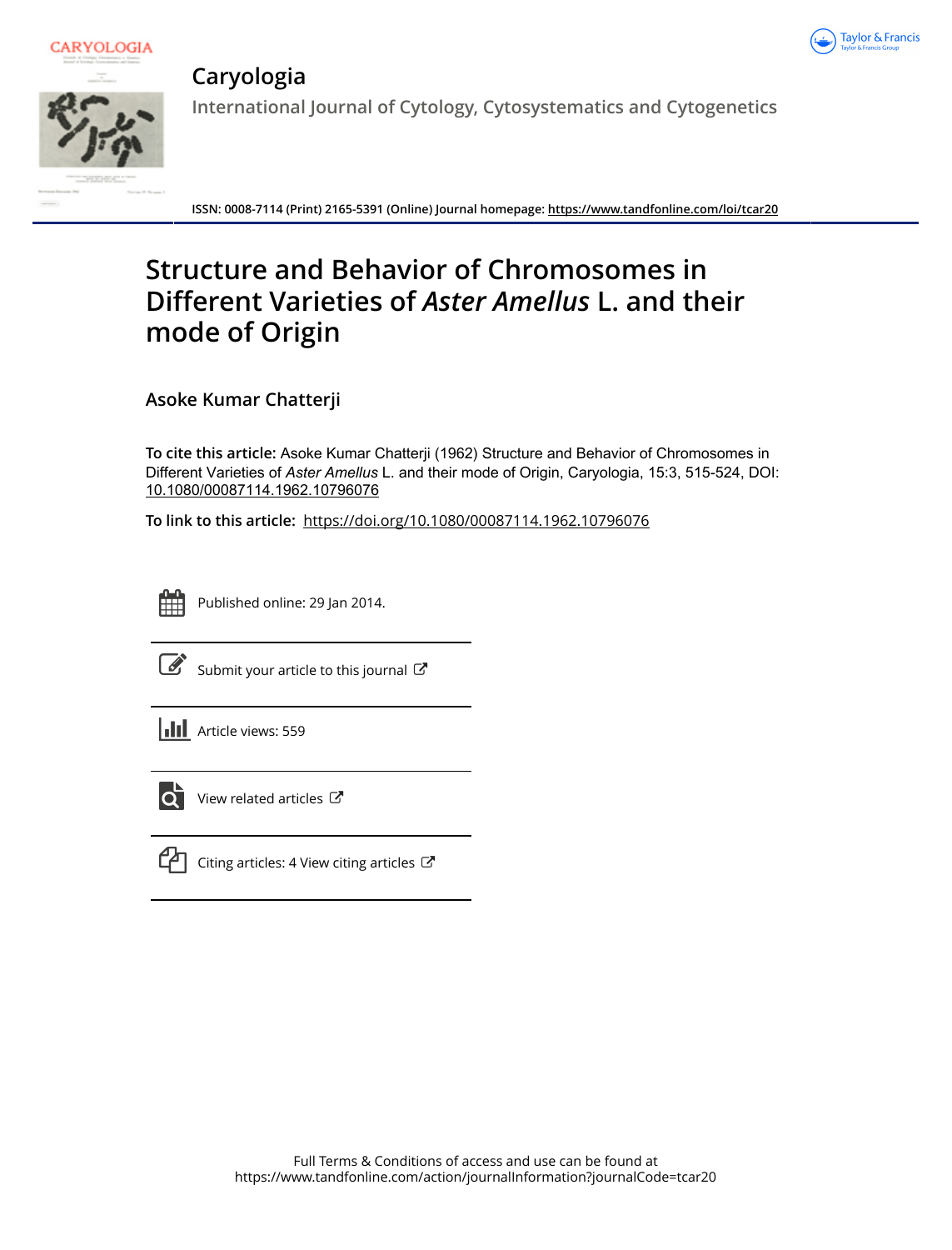# Caryologia

International Journal of Cytology, Cytosystematics and Cytogenetics

ISSN: 0008-7114 (Print) 2165-5391 (Online) Journal homepage: https://www.tandfonline.com/loi/tcar20

# Structure and Behavior of Chromosomes in Different Varieties of *Aster Amellus* L. and their mode of Origin

Asoke Kumar Chatterji

**To cite this article:** Asoke Kumar Chatterji (1962) Structure and Behavior of Chromosomes in Different Varieties of *Aster Amellus* L. and their mode of Origin, Caryologia, 15:3, 515-524, DOI: 10.1080/00087114.1962.10796076

**To link to this article:** https://doi.org/10.1080/00087114.1962.10796076

Published online: 29 Jan 2014.

Submit your article to this journal

Article views: 559

View related articles

Citing articles: 4 View citing articles

Full Terms & Conditions of access and use can be found at
https://www.tandfonline.com/action/journalInformation?journalCode=tcar20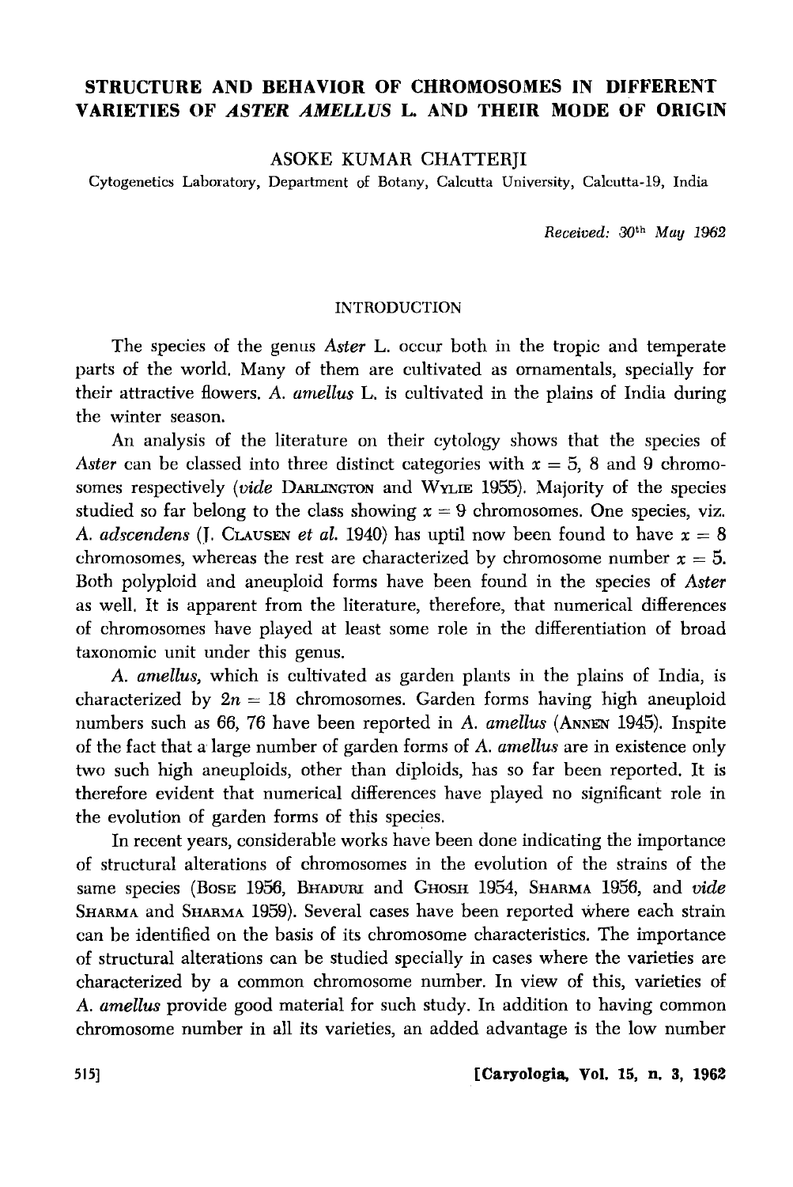# STRUCTURE AND BEHAVIOR OF CHROMOSOMES IN DIFFERENT VARIETIES OF *ASTER AMELLUS* L. AND THEIR MODE OF ORIGIN

ASOKE KUMAR CHATTERJI

Cytogenetics Laboratory, Department of Botany, Calcutta University, Calcutta-19, India

*Received: 30th May 1962*

## INTRODUCTION

The species of the genus *Aster* L. occur both in the tropic and temperate parts of the world. Many of them are cultivated as ornamentals, specially for their attractive flowers. *A. amellus* L. is cultivated in the plains of India during the winter season.

An analysis of the literature on their cytology shows that the species of *Aster* can be classed into three distinct categories with $x = 5$, 8 and 9 chromosomes respectively (*vide* DARLINGTON and WYLIE 1955). Majority of the species studied so far belong to the class showing $x = 9$ chromosomes. One species, viz. *A. adscendens* (J. CLAUSEN *et al.* 1940) has uptil now been found to have $x = 8$ chromosomes, whereas the rest are characterized by chromosome number $x = 5$. Both polyploid and aneuploid forms have been found in the species of *Aster* as well. It is apparent from the literature, therefore, that numerical differences of chromosomes have played at least some role in the differentiation of broad taxonomic unit under this genus.

*A. amellus,* which is cultivated as garden plants in the plains of India, is characterized by $2n = 18$ chromosomes. Garden forms having high aneuploid numbers such as 66, 76 have been reported in *A. amellus* (ANNEN 1945). Inspite of the fact that a large number of garden forms of *A. amellus* are in existence only two such high aneuploids, other than diploids, has so far been reported. It is therefore evident that numerical differences have played no significant role in the evolution of garden forms of this species.

In recent years, considerable works have been done indicating the importance of structural alterations of chromosomes in the evolution of the strains of the same species (BOSE 1956, BHADURI and GHOSH 1954, SHARMA 1956, and *vide* SHARMA and SHARMA 1959). Several cases have been reported where each strain can be identified on the basis of its chromosome characteristics. The importance of structural alterations can be studied specially in cases where the varieties are characterized by a common chromosome number. In view of this, varieties of *A. amellus* provide good material for such study. In addition to having common chromosome number in all its varieties, an added advantage is the low number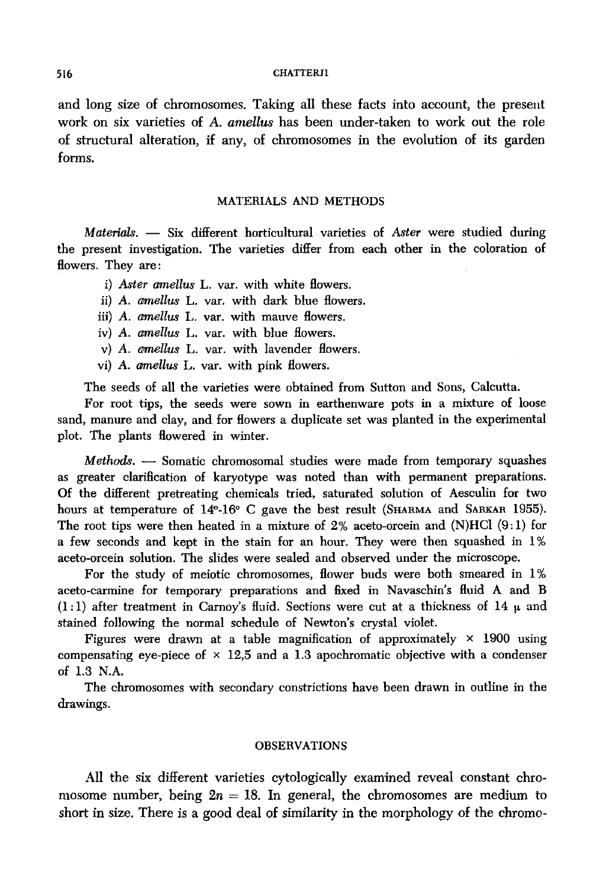and long size of chromosomes. Taking all these facts into account, the present work on six varieties of *A. amellus* has been under-taken to work out the role of structural alteration, if any, of chromosomes in the evolution of its garden forms.

## MATERIALS AND METHODS

*Materials.* — Six different horticultural varieties of *Aster* were studied during the present investigation. The varieties differ from each other in the coloration of flowers. They are:

i) *Aster amellus* L. var. with white flowers.
ii) *A. amellus* L. var. with dark blue flowers.
iii) *A. amellus* L. var. with mauve flowers.
iv) *A. amellus* L. var. with blue flowers.
v) *A. amellus* L. var. with lavender flowers.
vi) *A. amellus* L. var. with pink flowers.

The seeds of all the varieties were obtained from Sutton and Sons, Calcutta.

For root tips, the seeds were sown in earthenware pots in a mixture of loose sand, manure and clay, and for flowers a duplicate set was planted in the experimental plot. The plants flowered in winter.

*Methods.* — Somatic chromosomal studies were made from temporary squashes as greater clarification of karyotype was noted than with permanent preparations. Of the different pretreating chemicals tried, saturated solution of Aesculin for two hours at temperature of 14°-16° C gave the best result (SHARMA and SARKAR 1955). The root tips were then heated in a mixture of 2% aceto-orcein and (N)HCl (9:1) for a few seconds and kept in the stain for an hour. They were then squashed in 1% aceto-orcein solution. The slides were sealed and observed under the microscope.

For the study of meiotic chromosomes, flower buds were both smeared in 1% aceto-carmine for temporary preparations and fixed in Navaschin's fluid A and B (1:1) after treatment in Carnoy's fluid. Sections were cut at a thickness of 14 μ and stained following the normal schedule of Newton's crystal violet.

Figures were drawn at a table magnification of approximately × 1900 using compensating eye-piece of × 12,5 and a 1.3 apochromatic objective with a condenser of 1.3 N.A.

The chromosomes with secondary constrictions have been drawn in outline in the drawings.

## OBSERVATIONS

All the six different varieties cytologically examined reveal constant chromosome number, being $2n = 18$. In general, the chromosomes are medium to short in size. There is a good deal of similarity in the morphology of the chromo-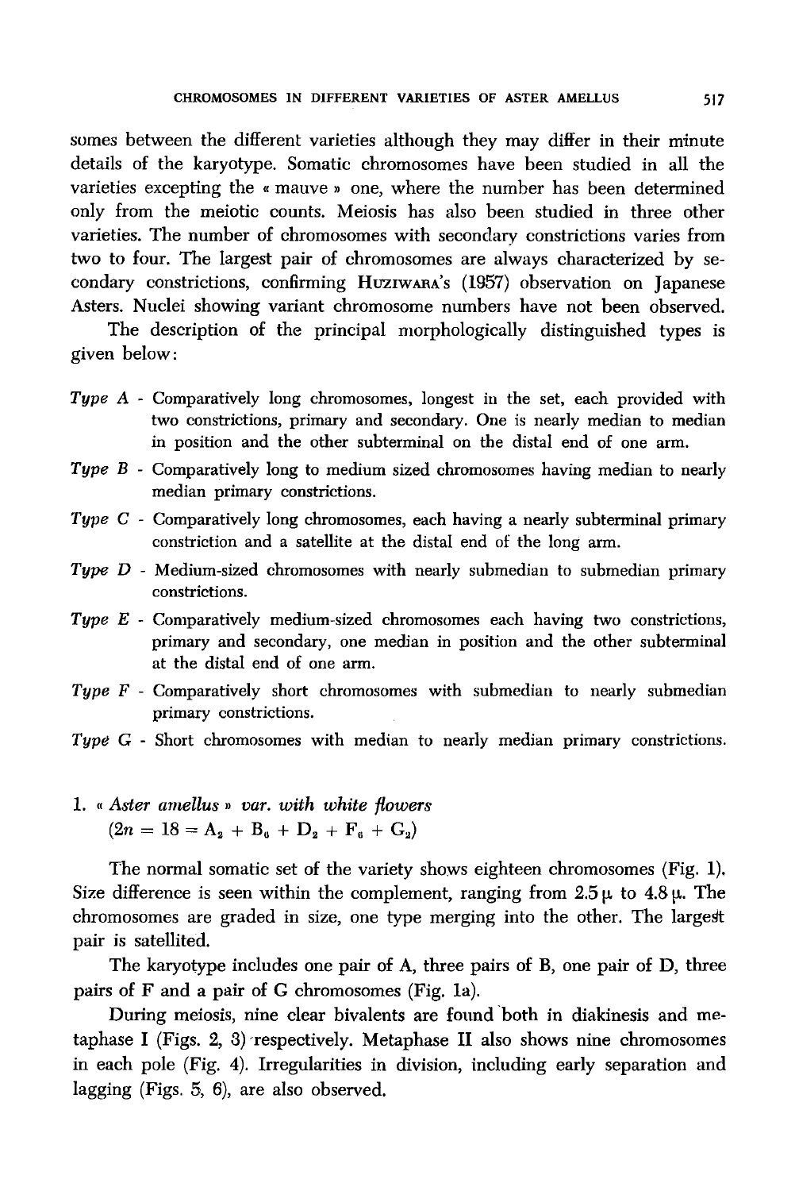somes between the different varieties although they may differ in their minute details of the karyotype. Somatic chromosomes have been studied in all the varieties excepting the « mauve » one, where the number has been determined only from the meiotic counts. Meiosis has also been studied in three other varieties. The number of chromosomes with secondary constrictions varies from two to four. The largest pair of chromosomes are always characterized by secondary constrictions, confirming HUZIWARA's (1957) observation on Japanese Asters. Nuclei showing variant chromosome numbers have not been observed.

The description of the principal morphologically distinguished types is given below:

*Type A* - Comparatively long chromosomes, longest in the set, each provided with two constrictions, primary and secondary. One is nearly median to median in position and the other subterminal on the distal end of one arm.

*Type B* - Comparatively long to medium sized chromosomes having median to nearly median primary constrictions.

*Type C* - Comparatively long chromosomes, each having a nearly subterminal primary constriction and a satellite at the distal end of the long arm.

*Type D* - Medium-sized chromosomes with nearly submedian to submedian primary constrictions.

*Type E* - Comparatively medium-sized chromosomes each having two constrictions, primary and secondary, one median in position and the other subterminal at the distal end of one arm.

*Type F* - Comparatively short chromosomes with submedian to nearly submedian primary constrictions.

*Type G* - Short chromosomes with median to nearly median primary constrictions.

## 1. « *Aster amellus* » *var. with white flowers*

$(2n = 18 = A_2 + B_6 + D_2 + F_6 + G_2)$

The normal somatic set of the variety shows eighteen chromosomes (Fig. 1). Size difference is seen within the complement, ranging from 2.5 μ to 4.8 μ. The chromosomes are graded in size, one type merging into the other. The largest pair is satellited.

The karyotype includes one pair of A, three pairs of B, one pair of D, three pairs of F and a pair of G chromosomes (Fig. 1a).

During meiosis, nine clear bivalents are found both in diakinesis and metaphase I (Figs. 2, 3) respectively. Metaphase II also shows nine chromosomes in each pole (Fig. 4). Irregularities in division, including early separation and lagging (Figs. 5, 6), are also observed.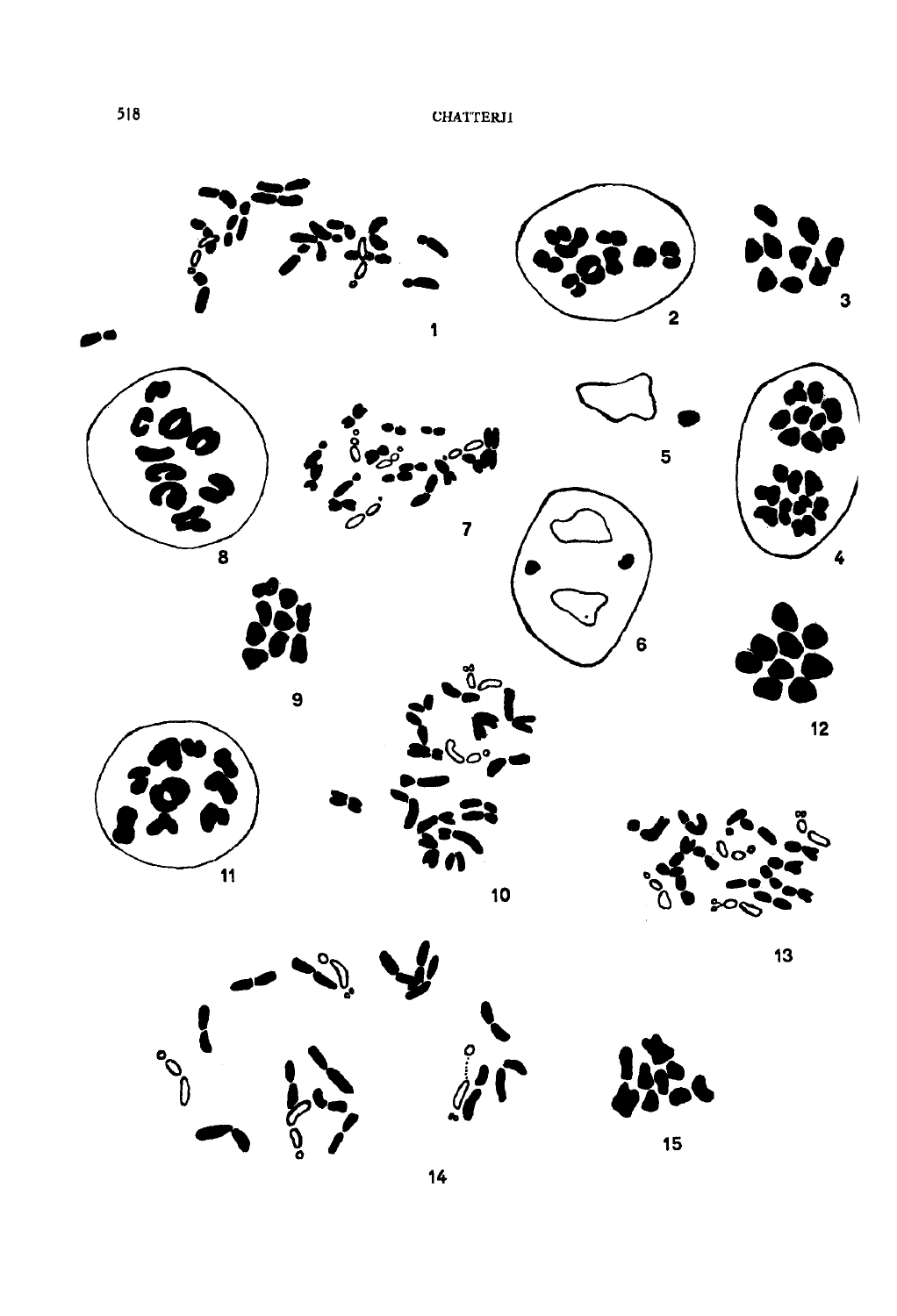1

2

3

4

5

6

7

8

9

10

11

12

13

14

15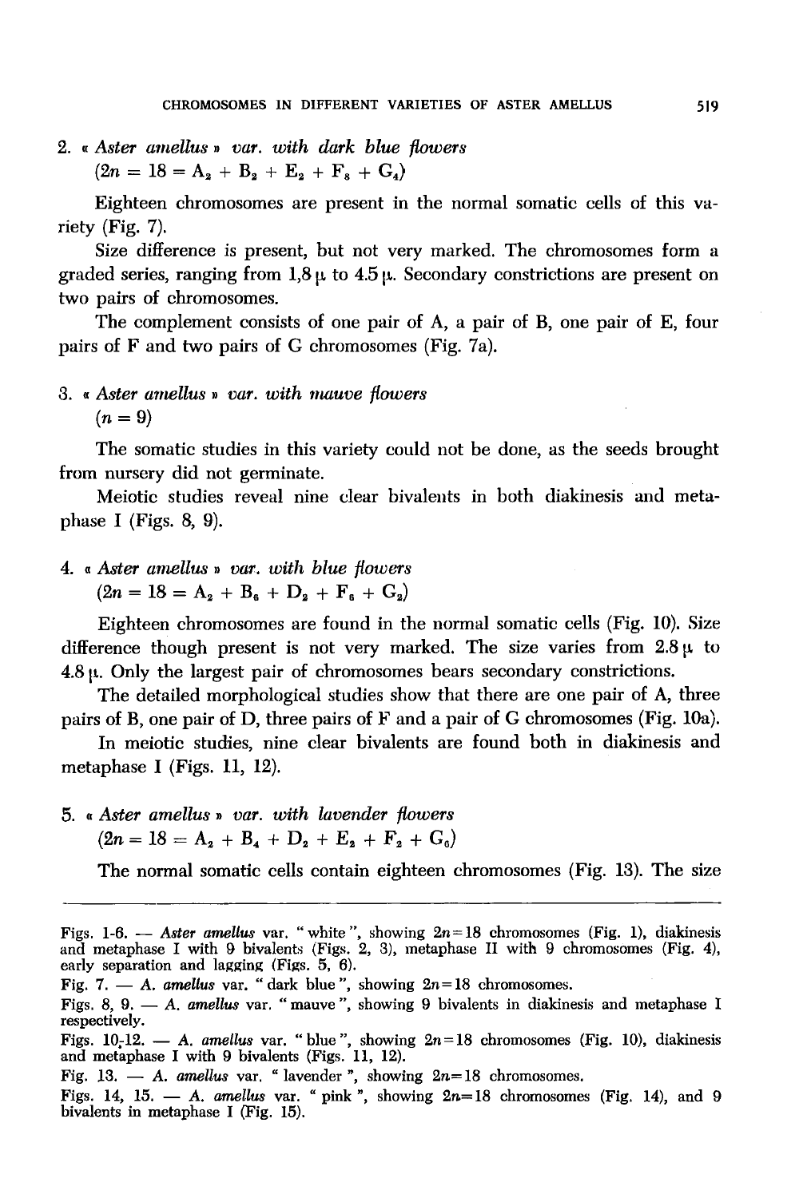2. « *Aster amellus* » *var. with dark blue flowers*
($2n = 18 = A_2 + B_2 + E_2 + F_8 + G_4$)

Eighteen chromosomes are present in the normal somatic cells of this variety (Fig. 7).

Size difference is present, but not very marked. The chromosomes form a graded series, ranging from 1,8 μ to 4.5 μ. Secondary constrictions are present on two pairs of chromosomes.

The complement consists of one pair of A, a pair of B, one pair of E, four pairs of F and two pairs of G chromosomes (Fig. 7a).

3. « *Aster amellus* » *var. with mauve flowers*
($n = 9$)

The somatic studies in this variety could not be done, as the seeds brought from nursery did not germinate.

Meiotic studies reveal nine clear bivalents in both diakinesis and metaphase I (Figs. 8, 9).

4. « *Aster amellus* » *var. with blue flowers*
($2n = 18 = A_2 + B_6 + D_2 + F_6 + G_2$)

Eighteen chromosomes are found in the normal somatic cells (Fig. 10). Size difference though present is not very marked. The size varies from 2.8 μ to 4.8 μ. Only the largest pair of chromosomes bears secondary constrictions.

The detailed morphological studies show that there are one pair of A, three pairs of B, one pair of D, three pairs of F and a pair of G chromosomes (Fig. 10a).

In meiotic studies, nine clear bivalents are found both in diakinesis and metaphase I (Figs. 11, 12).

5. « *Aster amellus* » *var. with lavender flowers*
($2n = 18 = A_2 + B_4 + D_2 + E_2 + F_2 + G_6$)

The normal somatic cells contain eighteen chromosomes (Fig. 13). The size

---

Figs. 1-6. — *Aster amellus* var. "white", showing $2n=18$ chromosomes (Fig. 1), diakinesis and metaphase I with 9 bivalents (Figs. 2, 3), metaphase II with 9 chromosomes (Fig. 4), early separation and lagging (Figs. 5, 6).

Fig. 7. — *A. amellus* var. "dark blue", showing $2n=18$ chromosomes.

Figs. 8, 9. — *A. amellus* var. "mauve", showing 9 bivalents in diakinesis and metaphase I respectively.

Figs. 10-12. — *A. amellus* var. "blue", showing $2n=18$ chromosomes (Fig. 10), diakinesis and metaphase I with 9 bivalents (Figs. 11, 12).

Fig. 13. — *A. amellus* var. "lavender", showing $2n=18$ chromosomes.

Figs. 14, 15. — *A. amellus* var. "pink", showing $2n=18$ chromosomes (Fig. 14), and 9 bivalents in metaphase I (Fig. 15).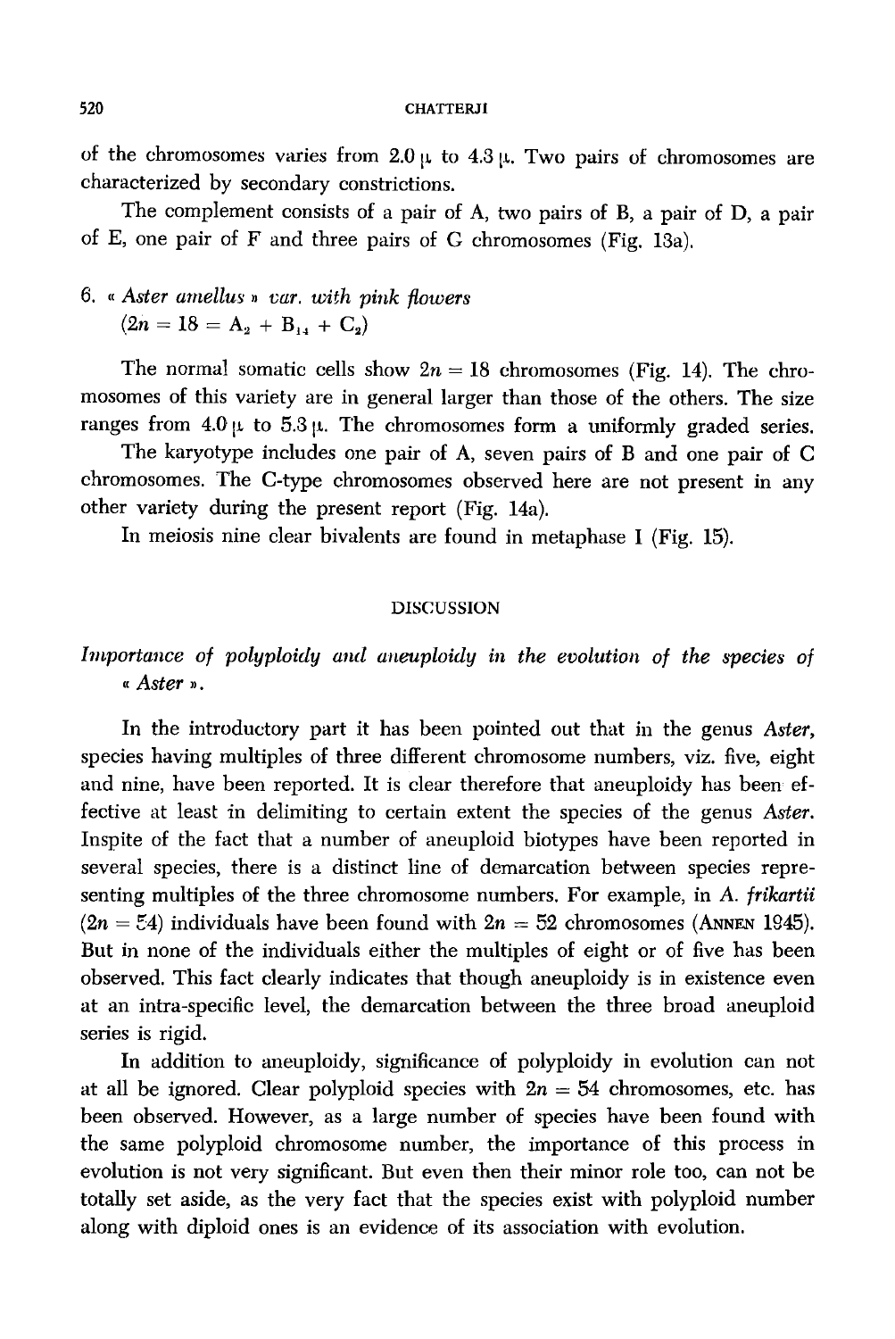of the chromosomes varies from 2.0 μ to 4.3 μ. Two pairs of chromosomes are characterized by secondary constrictions.

The complement consists of a pair of A, two pairs of B, a pair of D, a pair of E, one pair of F and three pairs of G chromosomes (Fig. 13a).

6. « *Aster amellus* » *var. with pink flowers*
($2n = 18 = A_2 + B_{14} + C_2$)

The normal somatic cells show $2n = 18$ chromosomes (Fig. 14). The chromosomes of this variety are in general larger than those of the others. The size ranges from 4.0 μ to 5.3 μ. The chromosomes form a uniformly graded series.

The karyotype includes one pair of A, seven pairs of B and one pair of C chromosomes. The C-type chromosomes observed here are not present in any other variety during the present report (Fig. 14a).

In meiosis nine clear bivalents are found in metaphase I (Fig. 15).

## DISCUSSION

### *Importance of polyploidy and aneuploidy in the evolution of the species of « Aster ».*

In the introductory part it has been pointed out that in the genus *Aster*, species having multiples of three different chromosome numbers, viz. five, eight and nine, have been reported. It is clear therefore that aneuploidy has been effective at least in delimiting to certain extent the species of the genus *Aster*. Inspite of the fact that a number of aneuploid biotypes have been reported in several species, there is a distinct line of demarcation between species representing multiples of the three chromosome numbers. For example, in *A. frikartii* ($2n = 54$) individuals have been found with $2n = 52$ chromosomes (ANNEN 1945). But in none of the individuals either the multiples of eight or of five has been observed. This fact clearly indicates that though aneuploidy is in existence even at an intra-specific level, the demarcation between the three broad aneuploid series is rigid.

In addition to aneuploidy, significance of polyploidy in evolution can not at all be ignored. Clear polyploid species with $2n = 54$ chromosomes, etc. has been observed. However, as a large number of species have been found with the same polyploid chromosome number, the importance of this process in evolution is not very significant. But even then their minor role too, can not be totally set aside, as the very fact that the species exist with polyploid number along with diploid ones is an evidence of its association with evolution.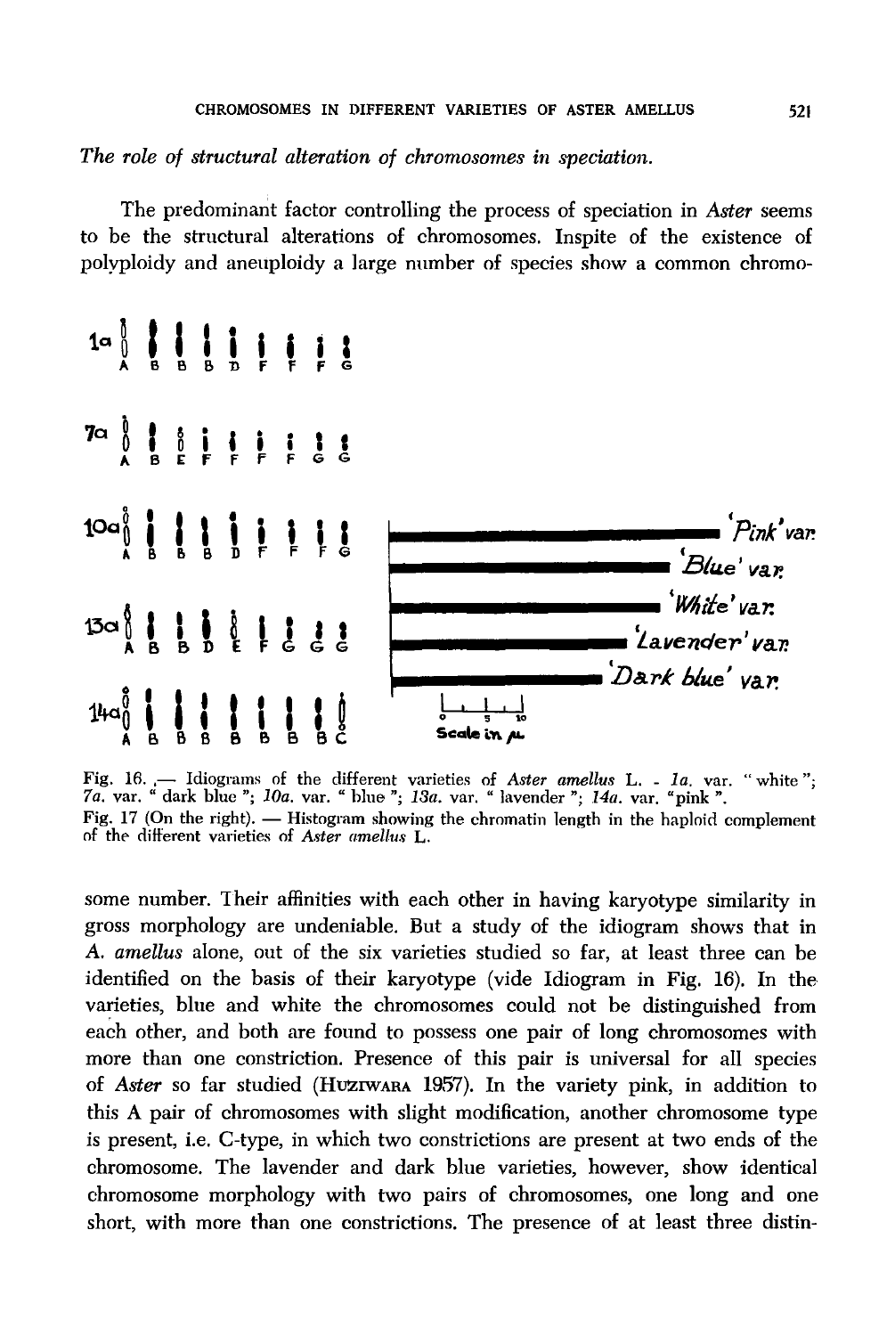*The role of structural alteration of chromosomes in speciation.*

The predominant factor controlling the process of speciation in *Aster* seems to be the structural alterations of chromosomes. Inspite of the existence of polyploidy and aneuploidy a large number of species show a common chromosome number. Their affinities with each other in having karyotype similarity in gross morphology are undeniable. But a study of the idiogram shows that in *A. amellus* alone, out of the six varieties studied so far, at least three can be identified on the basis of their karyotype (vide Idiogram in Fig. 16). In the varieties, blue and white the chromosomes could not be distinguished from each other, and both are found to possess one pair of long chromosomes with more than one constriction. Presence of this pair is universal for all species of *Aster* so far studied (HUZIWARA 1957). In the variety pink, in addition to this A pair of chromosomes with slight modification, another chromosome type is present, i.e. C-type, in which two constrictions are present at two ends of the chromosome. The lavender and dark blue varieties, however, show identical chromosome morphology with two pairs of chromosomes, one long and one short, with more than one constrictions. The presence of at least three distin-

Fig. 16. — Idiograms of the different varieties of *Aster amellus* L. - *1a.* var. "white"; *7a.* var. "dark blue"; *10a.* var. "blue"; *13a.* var. "lavender"; *14a.* var. "pink".

Fig. 17 (On the right). — Histogram showing the chromatin length in the haploid complement of the different varieties of *Aster amellus* L.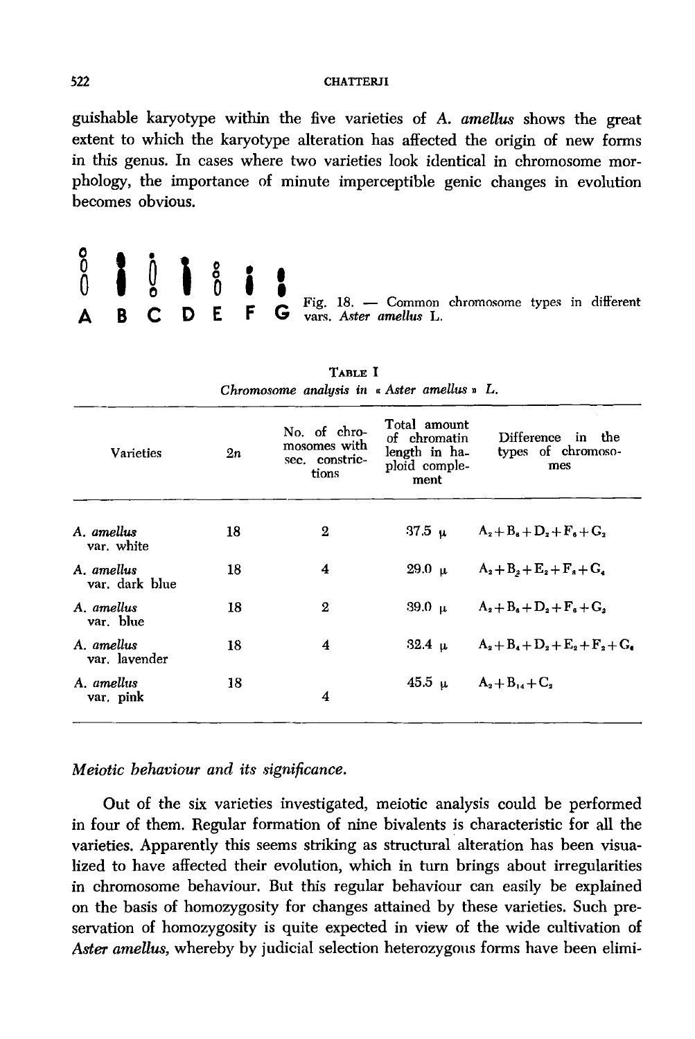guishable karyotype within the five varieties of *A. amellus* shows the great extent to which the karyotype alteration has affected the origin of new forms in this genus. In cases where two varieties look identical in chromosome morphology, the importance of minute imperceptible genic changes in evolution becomes obvious.

A B C D E F G

Fig. 18. — Common chromosome types in different vars. *Aster amellus* L.

TABLE I
*Chromosome analysis in « Aster amellus » L.*

| Varieties | 2n | No. of chromosomes with sec. constrictions | Total amount of chromatin length in haploid complement | Difference in the types of chromosomes |
|---|---|---|---|---|
| *A. amellus* var. white | 18 | 2 | 37.5 μ | $A_2+B_8+D_2+F_6+G_2$ |
| *A. amellus* var. dark blue | 18 | 4 | 29.0 μ | $A_2+B_2+E_2+F_8+G_4$ |
| *A. amellus* var. blue | 18 | 2 | 39.0 μ | $A_2+B_6+D_2+F_6+G_2$ |
| *A. amellus* var. lavender | 18 | 4 | 32.4 μ | $A_2+B_4+D_2+E_2+F_2+G_6$ |
| *A. amellus* var. pink | 18 | 4 | 45.5 μ | $A_2+B_{14}+C_2$ |

*Meiotic behaviour and its significance.*

Out of the six varieties investigated, meiotic analysis could be performed in four of them. Regular formation of nine bivalents is characteristic for all the varieties. Apparently this seems striking as structural alteration has been visualized to have affected their evolution, which in turn brings about irregularities in chromosome behaviour. But this regular behaviour can easily be explained on the basis of homozygosity for changes attained by these varieties. Such preservation of homozygosity is quite expected in view of the wide cultivation of *Aster amellus*, whereby by judicial selection heterozygous forms have been elimi-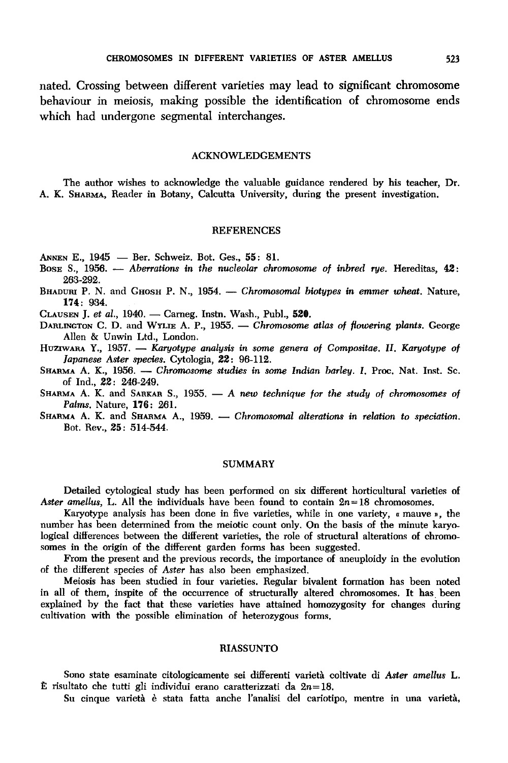nated. Crossing between different varieties may lead to significant chromosome behaviour in meiosis, making possible the identification of chromosome ends which had undergone segmental interchanges.

## ACKNOWLEDGEMENTS

The author wishes to acknowledge the valuable guidance rendered by his teacher, Dr. A. K. Sharma, Reader in Botany, Calcutta University, during the present investigation.

## REFERENCES

Annen E., 1945 — Ber. Schweiz. Bot. Ges., **55**: 81.

Bose S., 1956. — *Aberrations in the nucleolar chromosome of inbred rye.* Hereditas, **42**: 263-292.

Bhaduri P. N. and Ghosh P. N., 1954. — *Chromosomal biotypes in emmer wheat.* Nature, **174**: 934.

Clausen J. *et al.*, 1940. — Carneg. Instn. Wash., Publ., **520**.

Darlington C. D. and Wylie A. P., 1955. — *Chromosome atlas of flowering plants.* George Allen & Unwin Ltd., London.

Huziwara Y., 1957. — *Karyotype analysis in some genera of Compositae. II. Karyotype of Japanese Aster species.* Cytologia, **22**: 96-112.

Sharma A. K., 1956. — *Chromosome studies in some Indian barley. I.* Proc. Nat. Inst. Sc. of Ind., **22**: 246-249.

Sharma A. K. and Sarkar S., 1955. — *A new technique for the study of chromosomes of Palms.* Nature, **176**: 261.

Sharma A. K. and Sharma A., 1959. — *Chromosomal alterations in relation to speciation.* Bot. Rev., **25**: 514-544.

## SUMMARY

Detailed cytological study has been performed on six different horticultural varieties of *Aster amellus*, L. All the individuals have been found to contain $2n=18$ chromosomes.

Karyotype analysis has been done in five varieties, while in one variety, « mauve », the number has been determined from the meiotic count only. On the basis of the minute karyological differences between the different varieties, the role of structural alterations of chromosomes in the origin of the different garden forms has been suggested.

From the present and the previous records, the importance of aneuploidy in the evolution of the different species of *Aster* has also been emphasized.

Meiosis has been studied in four varieties. Regular bivalent formation has been noted in all of them, inspite of the occurrence of structurally altered chromosomes. It has been explained by the fact that these varieties have attained homozygosity for changes during cultivation with the possible elimination of heterozygous forms.

## RIASSUNTO

Sono state esaminate citologicamente sei differenti varietà coltivate di *Aster amellus* L. È risultato che tutti gli individui erano caratterizzati da $2n=18$.

Su cinque varietà è stata fatta anche l'analisi del cariotipo, mentre in una varietà,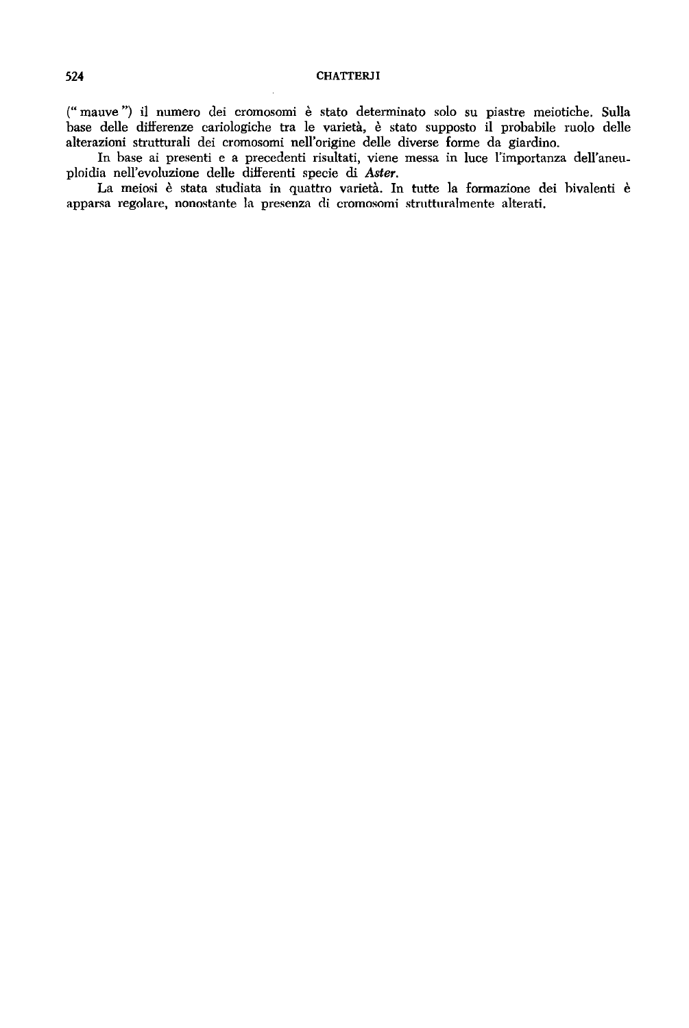(" mauve ") il numero dei cromosomi è stato determinato solo su piastre meiotiche. Sulla base delle differenze cariologiche tra le varietà, è stato supposto il probabile ruolo delle alterazioni strutturali dei cromosomi nell'origine delle diverse forme da giardino.

In base ai presenti e a precedenti risultati, viene messa in luce l'importanza dell'aneuploidia nell'evoluzione delle differenti specie di *Aster*.

La meiosi è stata studiata in quattro varietà. In tutte la formazione dei bivalenti è apparsa regolare, nonostante la presenza di cromosomi strutturalmente alterati.